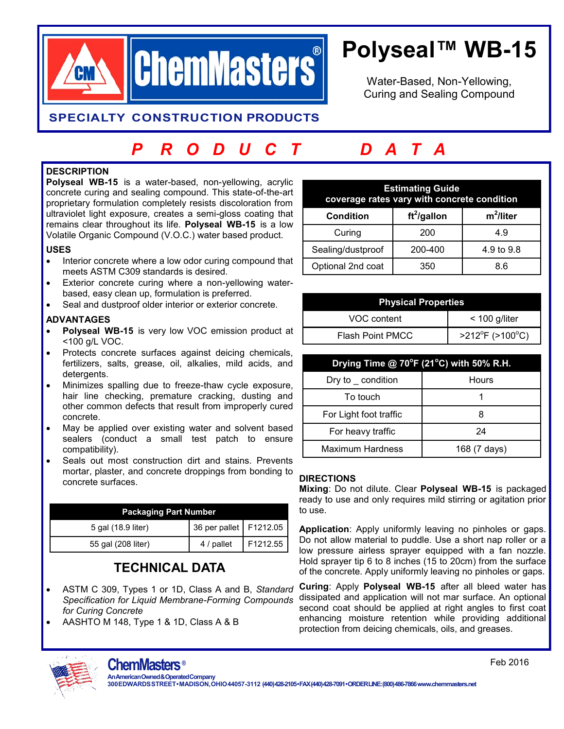# Polyseal™ WB-15

Water-Based, Non-Yellowing, Curing and Sealing Compound

**ChemMasters®**

**SPECIALTY CONSTRUCTION PRODUCTS**

## P R O D U C T   D A T A

### DESCRIPTION

**Polyseal WB-15** is a water-based, non-yellowing, acrylic concrete curing and sealing compound. This state-of-the-art proprietary formulation completely resists discoloration from ultraviolet light exposure, creates a semi-gloss coating that remains clear throughout its life. **Polyseal WB-15** is a low Volatile Organic Compound (V.O.C.) water based product.

### USES

- Interior concrete where a low odor curing compound that meets ASTM C309 standards is desired.
- Exterior concrete curing where a non-yellowing water-based, easy clean up, formulation is preferred.
- Seal and dustproof older interior or exterior concrete.

### ADVANTAGES

- **Polyseal WB-15** is very low VOC emission product at <100 g/L VOC.
- Protects concrete surfaces against deicing chemicals, fertilizers, salts, grease, oil, alkalies, mild acids, and detergents.
- Minimizes spalling due to freeze-thaw cycle exposure, hair line checking, premature cracking, dusting and other common defects that result from improperly cured concrete.
- May be applied over existing water and solvent based sealers (conduct a small test patch to ensure compatibility).
- Seals out most construction dirt and stains. Prevents mortar, plaster, and concrete droppings from bonding to concrete surfaces.

| Packaging Part Number | | |
|---|---|---|
| 5 gal (18.9 liter) | 36 per pallet | F1212.05 |
| 55 gal (208 liter) | 4 / pallet | F1212.55 |

## TECHNICAL DATA

- ASTM C 309, Types 1 or 1D, Class A and B, *Standard Specification for Liquid Membrane-Forming Compounds for Curing Concrete*
- AASHTO M 148, Type 1 & 1D, Class A & B

| Estimating Guide coverage rates vary with concrete condition | | |
|---|---|---|
| **Condition** | **ft²/gallon** | **m²/liter** |
| Curing | 200 | 4.9 |
| Sealing/dustproof | 200-400 | 4.9 to 9.8 |
| Optional 2nd coat | 350 | 8.6 |

| Physical Properties | |
|---|---|
| VOC content | < 100 g/liter |
| Flash Point PMCC | >212°F (>100°C) |

| Drying Time @ 70°F (21°C) with 50% R.H. | |
|---|---|
| Dry to _ condition | Hours |
| To touch | 1 |
| For Light foot traffic | 8 |
| For heavy traffic | 24 |
| Maximum Hardness | 168 (7 days) |

### DIRECTIONS

**Mixing**: Do not dilute. Clear **Polyseal WB-15** is packaged ready to use and only requires mild stirring or agitation prior to use.

**Application**: Apply uniformly leaving no pinholes or gaps. Do not allow material to puddle. Use a short nap roller or a low pressure airless sprayer equipped with a fan nozzle. Hold sprayer tip 6 to 8 inches (15 to 20cm) from the surface of the concrete. Apply uniformly leaving no pinholes or gaps.

**Curing**: Apply **Polyseal WB-15** after all bleed water has dissipated and application will not mar surface. An optional second coat should be applied at right angles to first coat enhancing moisture retention while providing additional protection from deicing chemicals, oils, and greases.

ChemMasters®
An American Owned & Operated Company
300 EDWARDS STREET • MADISON, OHIO 44057-3112 (440) 428-2105 • FAX (440) 428-7091 • ORDER LINE: (800) 486-7866 www.chemmasters.net

Feb 2016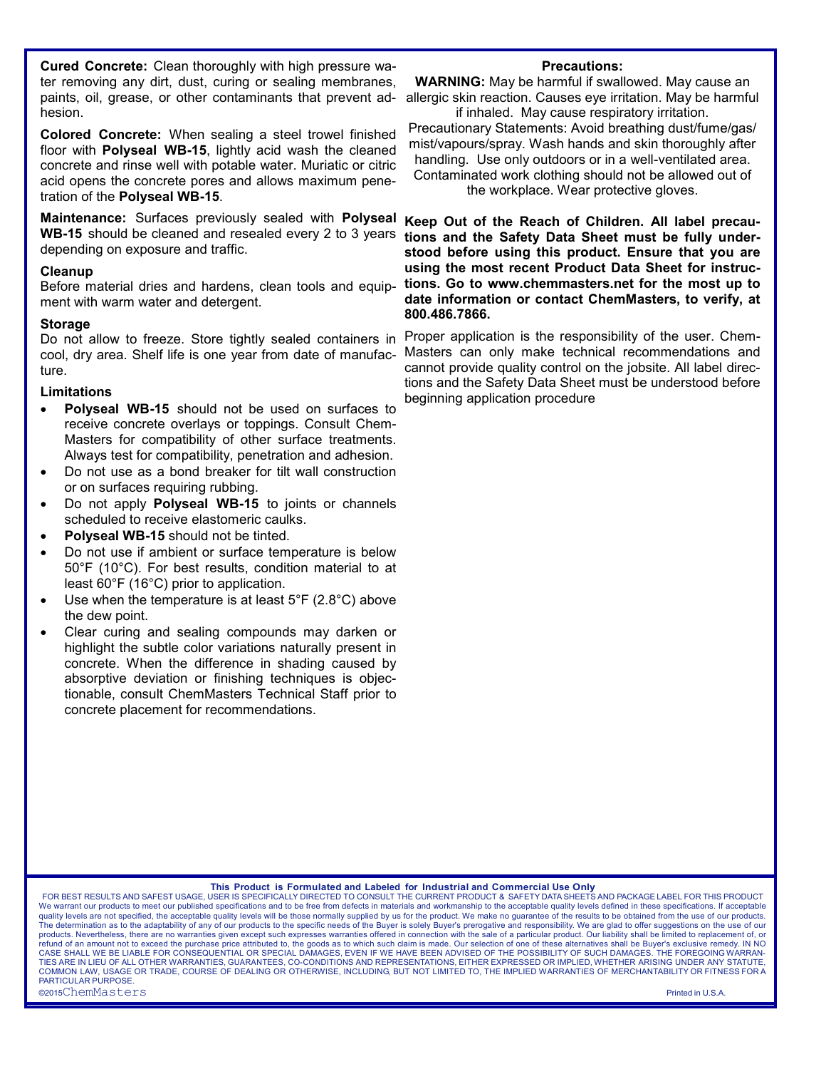**Cured Concrete:** Clean thoroughly with high pressure water removing any dirt, dust, curing or sealing membranes, paints, oil, grease, or other contaminants that prevent adhesion.

**Colored Concrete:** When sealing a steel trowel finished floor with **Polyseal WB-15**, lightly acid wash the cleaned concrete and rinse well with potable water. Muriatic or citric acid opens the concrete pores and allows maximum penetration of the **Polyseal WB-15**.

**Maintenance:** Surfaces previously sealed with **Polyseal WB-15** should be cleaned and resealed every 2 to 3 years depending on exposure and traffic.

### Cleanup

Before material dries and hardens, clean tools and equipment with warm water and detergent.

### Storage

Do not allow to freeze. Store tightly sealed containers in cool, dry area. Shelf life is one year from date of manufacture.

### Limitations

- **Polyseal WB-15** should not be used on surfaces to receive concrete overlays or toppings. Consult ChemMasters for compatibility of other surface treatments. Always test for compatibility, penetration and adhesion.
- Do not use as a bond breaker for tilt wall construction or on surfaces requiring rubbing.
- Do not apply **Polyseal WB-15** to joints or channels scheduled to receive elastomeric caulks.
- **Polyseal WB-15** should not be tinted.
- Do not use if ambient or surface temperature is below 50°F (10°C). For best results, condition material to at least 60°F (16°C) prior to application.
- Use when the temperature is at least 5°F (2.8°C) above the dew point.
- Clear curing and sealing compounds may darken or highlight the subtle color variations naturally present in concrete. When the difference in shading caused by absorptive deviation or finishing techniques is objectionable, consult ChemMasters Technical Staff prior to concrete placement for recommendations.

### Precautions:

**WARNING:** May be harmful if swallowed. May cause an allergic skin reaction. Causes eye irritation. May be harmful if inhaled. May cause respiratory irritation. Precautionary Statements: Avoid breathing dust/fume/gas/mist/vapours/spray. Wash hands and skin thoroughly after handling. Use only outdoors or in a well-ventilated area. Contaminated work clothing should not be allowed out of the workplace. Wear protective gloves.

**Keep Out of the Reach of Children. All label precautions and the Safety Data Sheet must be fully understood before using this product. Ensure that you are using the most recent Product Data Sheet for instructions. Go to www.chemmasters.net for the most up to date information or contact ChemMasters, to verify, at 800.486.7866.**

Proper application is the responsibility of the user. ChemMasters can only make technical recommendations and cannot provide quality control on the jobsite. All label directions and the Safety Data Sheet must be understood before beginning application procedure

**This Product is Formulated and Labeled for Industrial and Commercial Use Only**

FOR BEST RESULTS AND SAFEST USAGE, USER IS SPECIFICALLY DIRECTED TO CONSULT THE CURRENT PRODUCT & SAFETY DATA SHEETS AND PACKAGE LABEL FOR THIS PRODUCT We warrant our products to meet our published specifications and to be free from defects in materials and workmanship to the acceptable quality levels defined in these specifications. If acceptable quality levels are not specified, the acceptable quality levels will be those normally supplied by us for the product. We make no guarantee of the results to be obtained from the use of our products. The determination as to the adaptability of any of our products to the specific needs of the Buyer is solely Buyer's prerogative and responsibility. We are glad to offer suggestions on the use of our products. Nevertheless, there are no warranties given except such expresses warranties offered in connection with the sale of a particular product. Our liability shall be limited to replacement of, or refund of an amount not to exceed the purchase price attributed to, the goods as to which such claim is made. Our selection of one of these alternatives shall be Buyer's exclusive remedy. IN NO CASE SHALL WE BE LIABLE FOR CONSEQUENTIAL OR SPECIAL DAMAGES, EVEN IF WE HAVE BEEN ADVISED OF THE POSSIBILITY OF SUCH DAMAGES. THE FOREGOING WARRANTIES ARE IN LIEU OF ALL OTHER WARRANTIES, GUARANTEES, CO-CONDITIONS AND REPRESENTATIONS, EITHER EXPRESSED OR IMPLIED, WHETHER ARISING UNDER ANY STATUTE, COMMON LAW, USAGE OR TRADE, COURSE OF DEALING OR OTHERWISE, INCLUDING, BUT NOT LIMITED TO, THE IMPLIED WARRANTIES OF MERCHANTABILITY OR FITNESS FOR A PARTICULAR PURPOSE.

©2015ChemMasters

Printed in U.S.A.